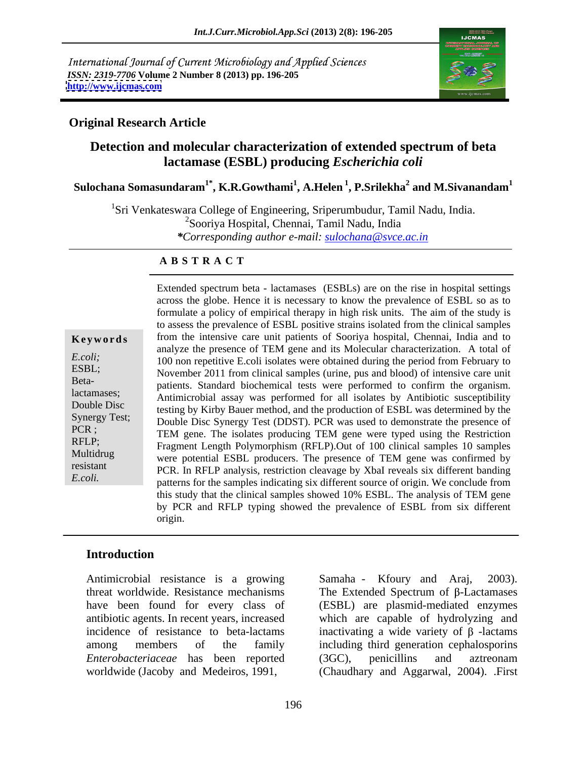International Journal of Current Microbiology and Applied Sciences
*ISSN: 2319-7706* **Volume 2 Number 8 (2013) pp. 196-205**
**http://www.ijcmas.com**

**Original Research Article**

# Detection and molecular characterization of extended spectrum of beta lactamase (ESBL) producing *Escherichia coli*

**Sulochana Somasundaram[1*], K.R.Gowthami[1], A.Helen [1], P.Srilekha[2] and M.Sivanandam[1]**

[1]Sri Venkateswara College of Engineering, Sriperumbudur, Tamil Nadu, India.
[2]Sooriya Hospital, Chennai, Tamil Nadu, India
**\***Corresponding author e-mail: sulochana@svce.ac.in

## A B S T R A C T

**Keywords**

*E.coli*; ESBL; Beta-lactamases; Double Disc Synergy Test; PCR ; RFLP; Multidrug resistant *E.coli.*

Extended spectrum beta - lactamases (ESBLs) are on the rise in hospital settings across the globe. Hence it is necessary to know the prevalence of ESBL so as to formulate a policy of empirical therapy in high risk units. The aim of the study is to assess the prevalence of ESBL positive strains isolated from the clinical samples from the intensive care unit patients of Sooriya hospital, Chennai, India and to analyze the presence of TEM gene and its Molecular characterization. A total of 100 non repetitive E.coli isolates were obtained during the period from February to November 2011 from clinical samples (urine, pus and blood) of intensive care unit patients. Standard biochemical tests were performed to confirm the organism. Antimicrobial assay was performed for all isolates by Antibiotic susceptibility testing by Kirby Bauer method, and the production of ESBL was determined by the Double Disc Synergy Test (DDST). PCR was used to demonstrate the presence of TEM gene. The isolates producing TEM gene were typed using the Restriction Fragment Length Polymorphism (RFLP).Out of 100 clinical samples 10 samples were potential ESBL producers. The presence of TEM gene was confirmed by PCR. In RFLP analysis, restriction cleavage by XbaI reveals six different banding patterns for the samples indicating six different source of origin. We conclude from this study that the clinical samples showed 10% ESBL. The analysis of TEM gene by PCR and RFLP typing showed the prevalence of ESBL from six different origin.

## Introduction

Antimicrobial resistance is a growing threat worldwide. Resistance mechanisms have been found for every class of antibiotic agents. In recent years, increased incidence of resistance to beta-lactams among members of the family *Enterobacteriaceae* has been reported worldwide (Jacoby and Medeiros, 1991, Samaha - Kfoury and Araj, 2003). The Extended Spectrum of β-Lactamases (ESBL) are plasmid-mediated enzymes which are capable of hydrolyzing and inactivating a wide variety of β -lactams including third generation cephalosporins (3GC), penicillins and aztreonam (Chaudhary and Aggarwal, 2004). .First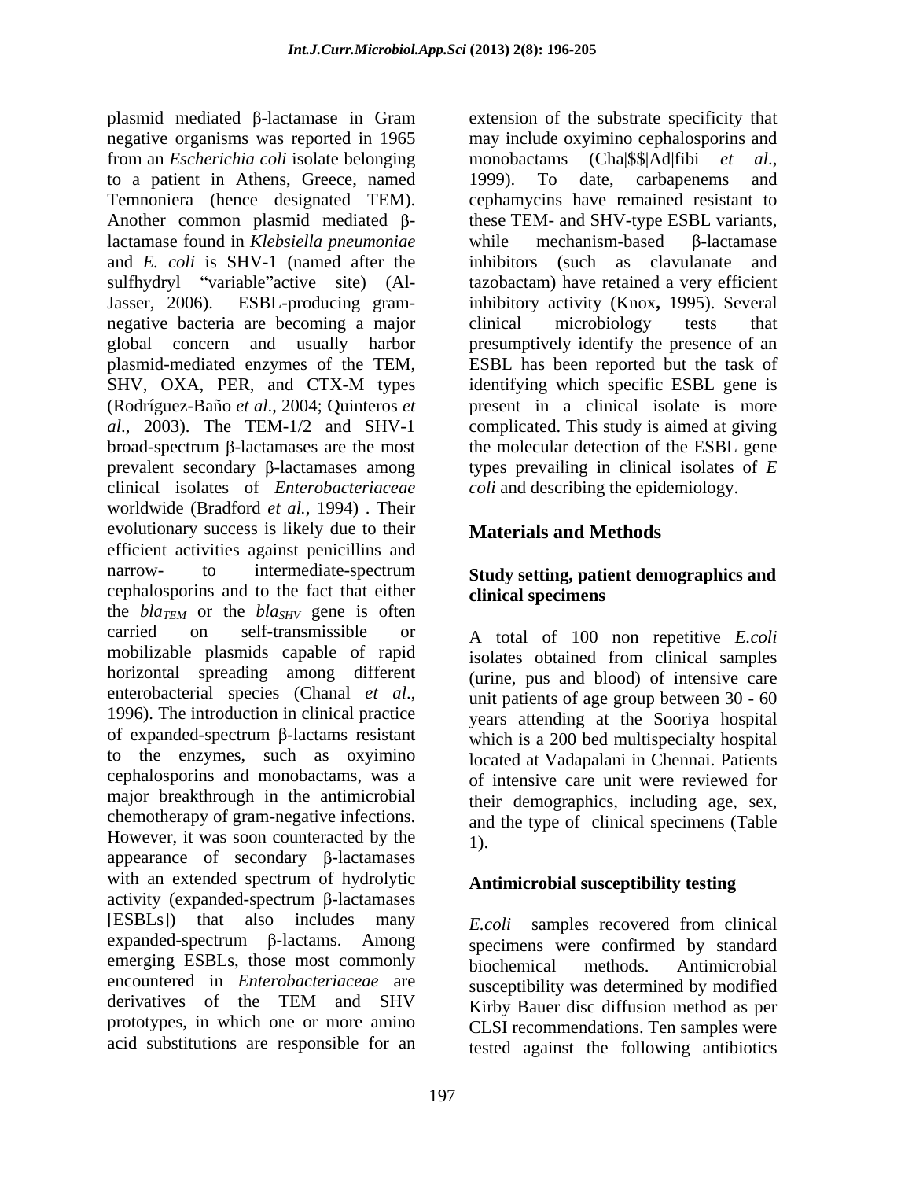plasmid mediated β-lactamase in Gram negative organisms was reported in 1965 from an *Escherichia coli* isolate belonging to a patient in Athens, Greece, named Temnoniera (hence designated TEM). Another common plasmid mediated β-lactamase found in *Klebsiella pneumoniae* and *E. coli* is SHV-1 (named after the sulfhydryl "variable"active site) (Al-Jasser, 2006). ESBL-producing gram-negative bacteria are becoming a major global concern and usually harbor plasmid-mediated enzymes of the TEM, SHV, OXA, PER, and CTX-M types (Rodríguez-Baño *et al*., 2004; Quinteros *et al*., 2003). The TEM-1/2 and SHV-1 broad-spectrum β-lactamases are the most prevalent secondary β-lactamases among clinical isolates of *Enterobacteriaceae* worldwide (Bradford *et al.,* 1994) . Their evolutionary success is likely due to their efficient activities against penicillins and narrow- to intermediate-spectrum cephalosporins and to the fact that either the $bla_{TEM}$ or the $bla_{SHV}$ gene is often carried on self-transmissible or mobilizable plasmids capable of rapid horizontal spreading among different enterobacterial species (Chanal *et al*., 1996). The introduction in clinical practice of expanded-spectrum β-lactams resistant to the enzymes, such as oxyimino cephalosporins and monobactams, was a major breakthrough in the antimicrobial chemotherapy of gram-negative infections. However, it was soon counteracted by the appearance of secondary β-lactamases with an extended spectrum of hydrolytic activity (expanded-spectrum β-lactamases [ESBLs]) that also includes many expanded-spectrum β-lactams. Among emerging ESBLs, those most commonly encountered in *Enterobacteriaceae* are derivatives of the TEM and SHV prototypes, in which one or more amino acid substitutions are responsible for an extension of the substrate specificity that may include oxyimino cephalosporins and monobactams (Cha|$$|Ad|fibi *et al*., 1999). To date, carbapenems and cephamycins have remained resistant to these TEM- and SHV-type ESBL variants, while mechanism-based β-lactamase inhibitors (such as clavulanate and tazobactam) have retained a very efficient inhibitory activity (Knox**,** 1995). Several clinical microbiology tests that presumptively identify the presence of an ESBL has been reported but the task of identifying which specific ESBL gene is present in a clinical isolate is more complicated. This study is aimed at giving the molecular detection of the ESBL gene types prevailing in clinical isolates of *E coli* and describing the epidemiology.

## Materials and Methods

### Study setting, patient demographics and clinical specimens

A total of 100 non repetitive *E.coli* isolates obtained from clinical samples (urine, pus and blood) of intensive care unit patients of age group between 30 - 60 years attending at the Sooriya hospital which is a 200 bed multispecialty hospital located at Vadapalani in Chennai. Patients of intensive care unit were reviewed for their demographics, including age, sex, and the type of clinical specimens (Table 1).

### Antimicrobial susceptibility testing

*E.coli* samples recovered from clinical specimens were confirmed by standard biochemical methods. Antimicrobial susceptibility was determined by modified Kirby Bauer disc diffusion method as per CLSI recommendations. Ten samples were tested against the following antibiotics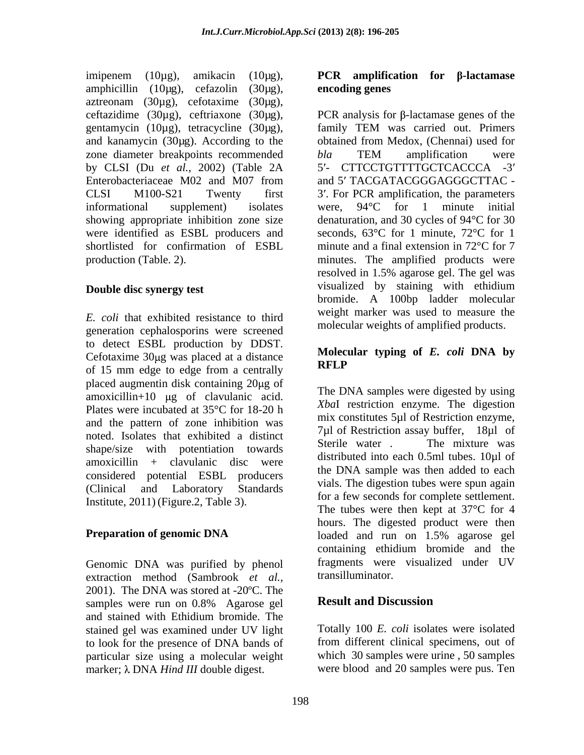imipenem (10μg), amikacin (10μg), amphicillin (10μg), cefazolin (30μg), aztreonam (30μg), cefotaxime (30μg), ceftazidime (30μg), ceftriaxone (30μg), gentamycin (10μg), tetracycline (30μg), and kanamycin (30μg). According to the zone diameter breakpoints recommended by CLSI (Du *et al.*, 2002) (Table 2A Enterobacteriaceae M02 and M07 from CLSI M100-S21 Twenty first informational supplement) isolates showing appropriate inhibition zone size were identified as ESBL producers and shortlisted for confirmation of ESBL production (Table. 2).

## Double disc synergy test

*E. coli* that exhibited resistance to third generation cephalosporins were screened to detect ESBL production by DDST. Cefotaxime 30μg was placed at a distance of 15 mm edge to edge from a centrally placed augmentin disk containing 20μg of amoxicillin+10 μg of clavulanic acid. Plates were incubated at 35°C for 18-20 h and the pattern of zone inhibition was noted. Isolates that exhibited a distinct shape/size with potentiation towards amoxicillin + clavulanic disc were considered potential ESBL producers (Clinical and Laboratory Standards Institute, 2011) (Figure.2, Table 3).

## Preparation of genomic DNA

Genomic DNA was purified by phenol extraction method (Sambrook *et al.,* 2001). The DNA was stored at -20ºC. The samples were run on 0.8% Agarose gel and stained with Ethidium bromide. The stained gel was examined under UV light to look for the presence of DNA bands of particular size using a molecular weight marker; λ DNA *Hind III* double digest.

## PCR amplification for β-lactamase encoding genes

PCR analysis for β-lactamase genes of the family TEM was carried out. Primers obtained from Medox, (Chennai) used for *bla* TEM amplification were 5′- CTTCCTGTTTTGCTCACCCA -3′ and 5′ TACGATACGGGAGGGCTTAC - 3′. For PCR amplification, the parameters were, 94°C for 1 minute initial denaturation, and 30 cycles of 94°C for 30 seconds, 63°C for 1 minute, 72°C for 1 minute and a final extension in 72°C for 7 minutes. The amplified products were resolved in 1.5% agarose gel. The gel was visualized by staining with ethidium bromide. A 100bp ladder molecular weight marker was used to measure the molecular weights of amplified products.

## Molecular typing of *E. coli* DNA by RFLP

The DNA samples were digested by using *Xba*I restriction enzyme. The digestion mix constitutes 5µl of Restriction enzyme, 7µl of Restriction assay buffer, 18µl of Sterile water . The mixture was distributed into each 0.5ml tubes. 10µl of the DNA sample was then added to each vials. The digestion tubes were spun again for a few seconds for complete settlement. The tubes were then kept at 37°C for 4 hours. The digested product were then loaded and run on 1.5% agarose gel containing ethidium bromide and the fragments were visualized under UV transilluminator.

# Result and Discussion

Totally 100 *E. coli* isolates were isolated from different clinical specimens, out of which 30 samples were urine , 50 samples were blood and 20 samples were pus. Ten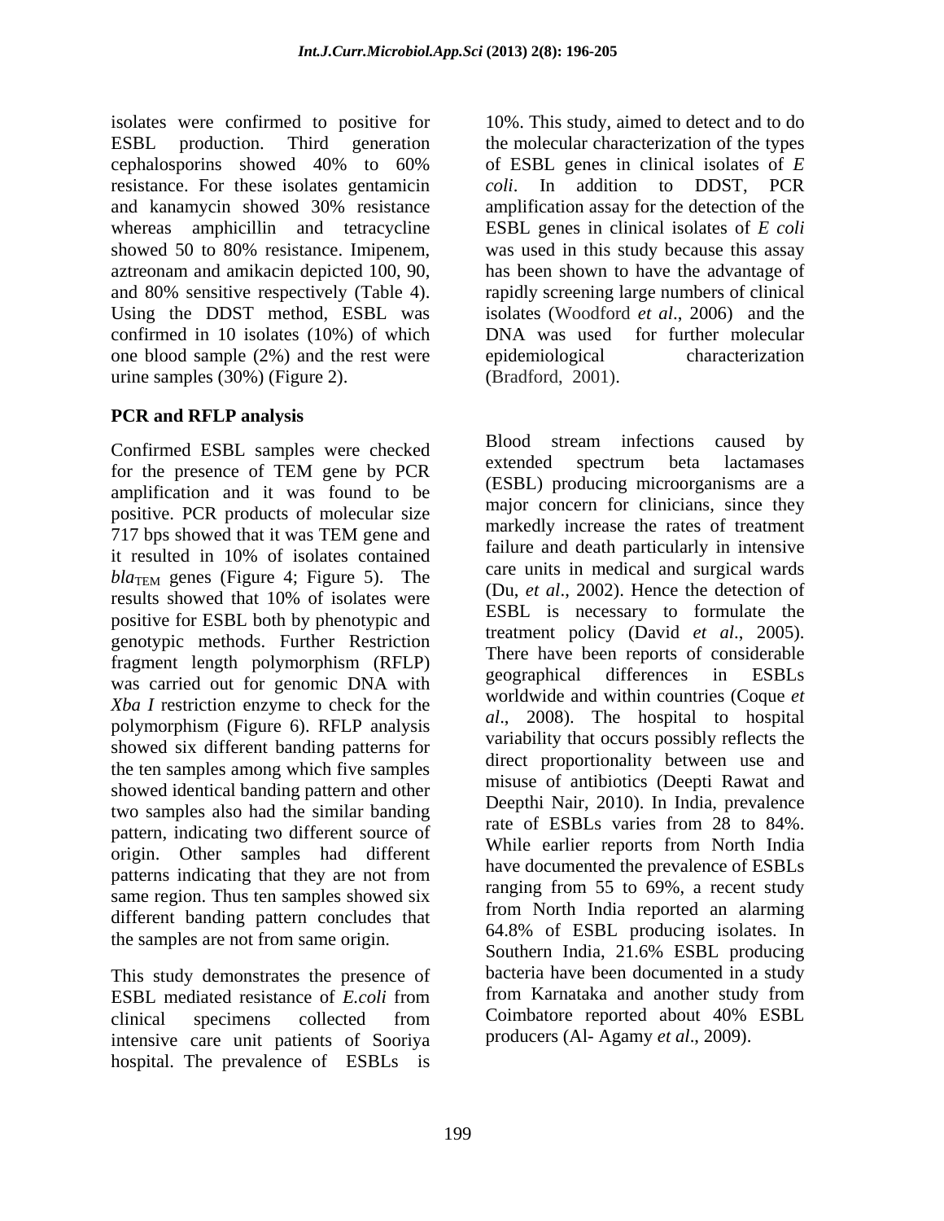isolates were confirmed to positive for ESBL production. Third generation cephalosporins showed 40% to 60% resistance. For these isolates gentamicin and kanamycin showed 30% resistance whereas amphicillin and tetracycline showed 50 to 80% resistance. Imipenem, aztreonam and amikacin depicted 100, 90, and 80% sensitive respectively (Table 4). Using the DDST method, ESBL was confirmed in 10 isolates (10%) of which one blood sample (2%) and the rest were urine samples (30%) (Figure 2).

## PCR and RFLP analysis

Confirmed ESBL samples were checked for the presence of TEM gene by PCR amplification and it was found to be positive. PCR products of molecular size 717 bps showed that it was TEM gene and it resulted in 10% of isolates contained *bla*$_{TEM}$ genes (Figure 4; Figure 5). The results showed that 10% of isolates were positive for ESBL both by phenotypic and genotypic methods. Further Restriction fragment length polymorphism (RFLP) was carried out for genomic DNA with *Xba I* restriction enzyme to check for the polymorphism (Figure 6). RFLP analysis showed six different banding patterns for the ten samples among which five samples showed identical banding pattern and other two samples also had the similar banding pattern, indicating two different source of origin. Other samples had different patterns indicating that they are not from same region. Thus ten samples showed six different banding pattern concludes that the samples are not from same origin.

This study demonstrates the presence of ESBL mediated resistance of *E.coli* from clinical specimens collected from intensive care unit patients of Sooriya hospital. The prevalence of ESBLs is 10%. This study, aimed to detect and to do the molecular characterization of the types of ESBL genes in clinical isolates of *E coli*. In addition to DDST, PCR amplification assay for the detection of the ESBL genes in clinical isolates of *E coli* was used in this study because this assay has been shown to have the advantage of rapidly screening large numbers of clinical isolates (Woodford *et al*., 2006) and the DNA was used for further molecular epidemiological characterization (Bradford, 2001).

Blood stream infections caused by extended spectrum beta lactamases (ESBL) producing microorganisms are a major concern for clinicians, since they markedly increase the rates of treatment failure and death particularly in intensive care units in medical and surgical wards (Du, *et al*., 2002). Hence the detection of ESBL is necessary to formulate the treatment policy (David *et al*., 2005). There have been reports of considerable geographical differences in ESBLs worldwide and within countries (Coque *et al*., 2008). The hospital to hospital variability that occurs possibly reflects the direct proportionality between use and misuse of antibiotics (Deepti Rawat and Deepthi Nair, 2010). In India, prevalence rate of ESBLs varies from 28 to 84%. While earlier reports from North India have documented the prevalence of ESBLs ranging from 55 to 69%, a recent study from North India reported an alarming 64.8% of ESBL producing isolates. In Southern India, 21.6% ESBL producing bacteria have been documented in a study from Karnataka and another study from Coimbatore reported about 40% ESBL producers (Al- Agamy *et al*., 2009).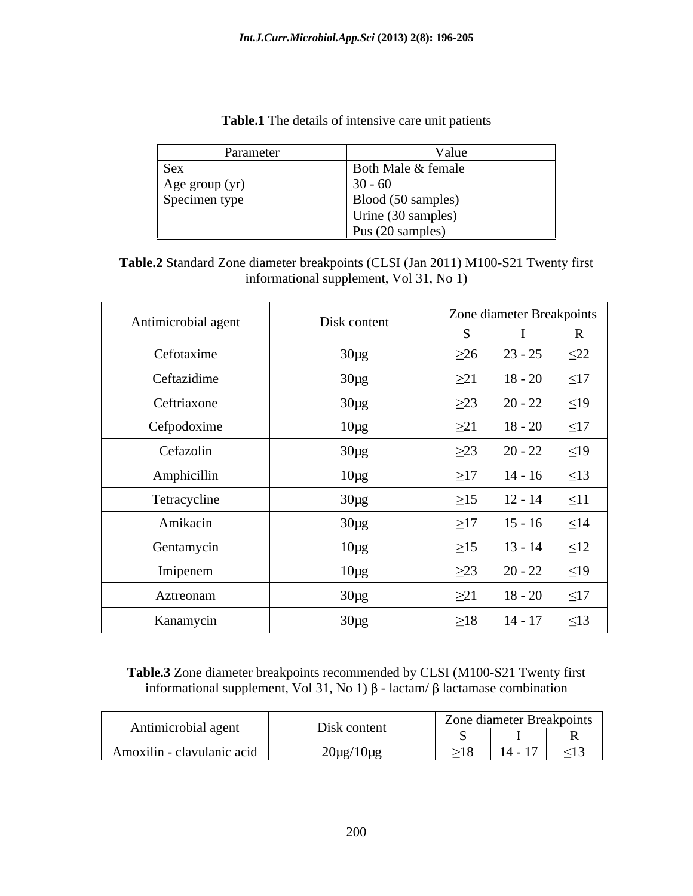**Table.1** The details of intensive care unit patients

| Parameter | Value |
|---|---|
| Sex | Both Male & female |
| Age group (yr) | 30 - 60 |
| Specimen type | Blood (50 samples) |
| | Urine (30 samples) |
| | Pus (20 samples) |

**Table.2** Standard Zone diameter breakpoints (CLSI (Jan 2011) M100-S21 Twenty first informational supplement, Vol 31, No 1)

| Antimicrobial agent | Disk content | Zone diameter Breakpoints | | |
|---|---|---|---|---|
| | | S | I | R |
| Cefotaxime | 30µg | ≥26 | 23 - 25 | ≤22 |
| Ceftazidime | 30µg | ≥21 | 18 - 20 | ≤17 |
| Ceftriaxone | 30µg | ≥23 | 20 - 22 | ≤19 |
| Cefpodoxime | 10µg | ≥21 | 18 - 20 | ≤17 |
| Cefazolin | 30µg | ≥23 | 20 - 22 | ≤19 |
| Amphicillin | 10µg | ≥17 | 14 - 16 | ≤13 |
| Tetracycline | 30µg | ≥15 | 12 - 14 | ≤11 |
| Amikacin | 30µg | ≥17 | 15 - 16 | ≤14 |
| Gentamycin | 10µg | ≥15 | 13 - 14 | ≤12 |
| Imipenem | 10µg | ≥23 | 20 - 22 | ≤19 |
| Aztreonam | 30µg | ≥21 | 18 - 20 | ≤17 |
| Kanamycin | 30µg | ≥18 | 14 - 17 | ≤13 |

**Table.3** Zone diameter breakpoints recommended by CLSI (M100-S21 Twenty first informational supplement, Vol 31, No 1) β - lactam/ β lactamase combination

| Antimicrobial agent | Disk content | Zone diameter Breakpoints | | |
|---|---|---|---|---|
| | | S | I | R |
| Amoxilin - clavulanic acid | 20µg/10µg | ≥18 | 14 - 17 | ≤13 |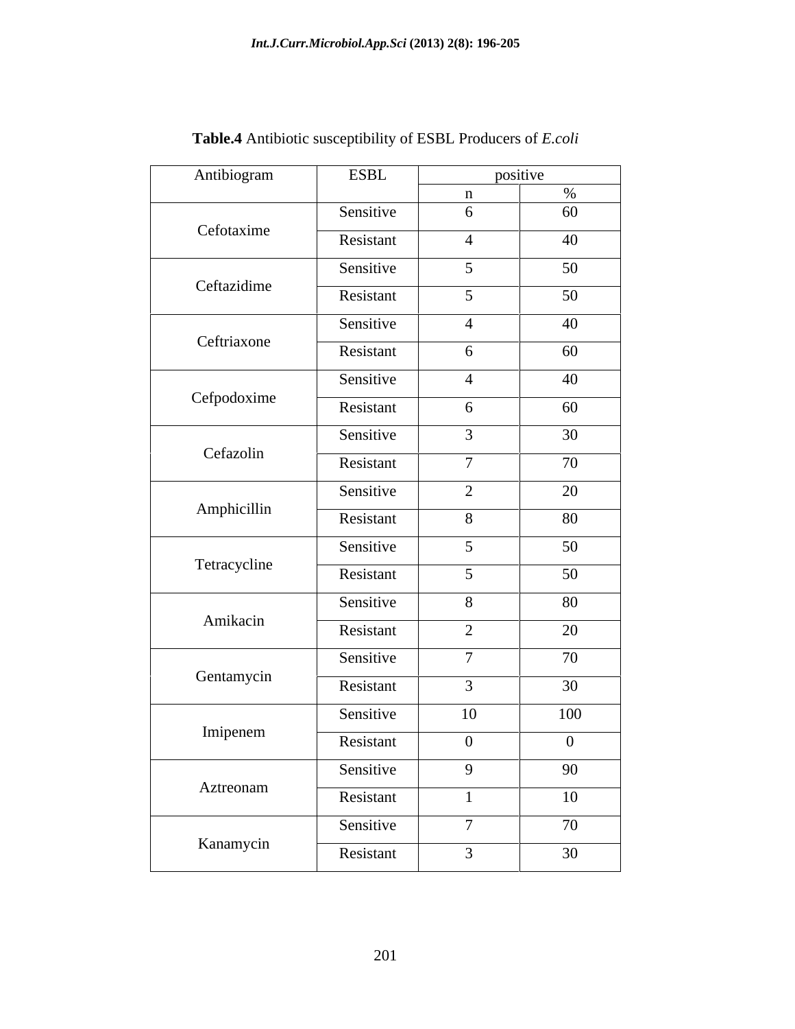**Table.4** Antibiotic susceptibility of ESBL Producers of *E.coli*

| Antibiogram | ESBL | positive | |
|---|---|---|---|
| | | n | % |
| Cefotaxime | Sensitive | 6 | 60 |
| | Resistant | 4 | 40 |
| Ceftazidime | Sensitive | 5 | 50 |
| | Resistant | 5 | 50 |
| Ceftriaxone | Sensitive | 4 | 40 |
| | Resistant | 6 | 60 |
| Cefpodoxime | Sensitive | 4 | 40 |
| | Resistant | 6 | 60 |
| Cefazolin | Sensitive | 3 | 30 |
| | Resistant | 7 | 70 |
| Amphicillin | Sensitive | 2 | 20 |
| | Resistant | 8 | 80 |
| Tetracycline | Sensitive | 5 | 50 |
| | Resistant | 5 | 50 |
| Amikacin | Sensitive | 8 | 80 |
| | Resistant | 2 | 20 |
| Gentamycin | Sensitive | 7 | 70 |
| | Resistant | 3 | 30 |
| Imipenem | Sensitive | 10 | 100 |
| | Resistant | 0 | 0 |
| Aztreonam | Sensitive | 9 | 90 |
| | Resistant | 1 | 10 |
| Kanamycin | Sensitive | 7 | 70 |
| | Resistant | 3 | 30 |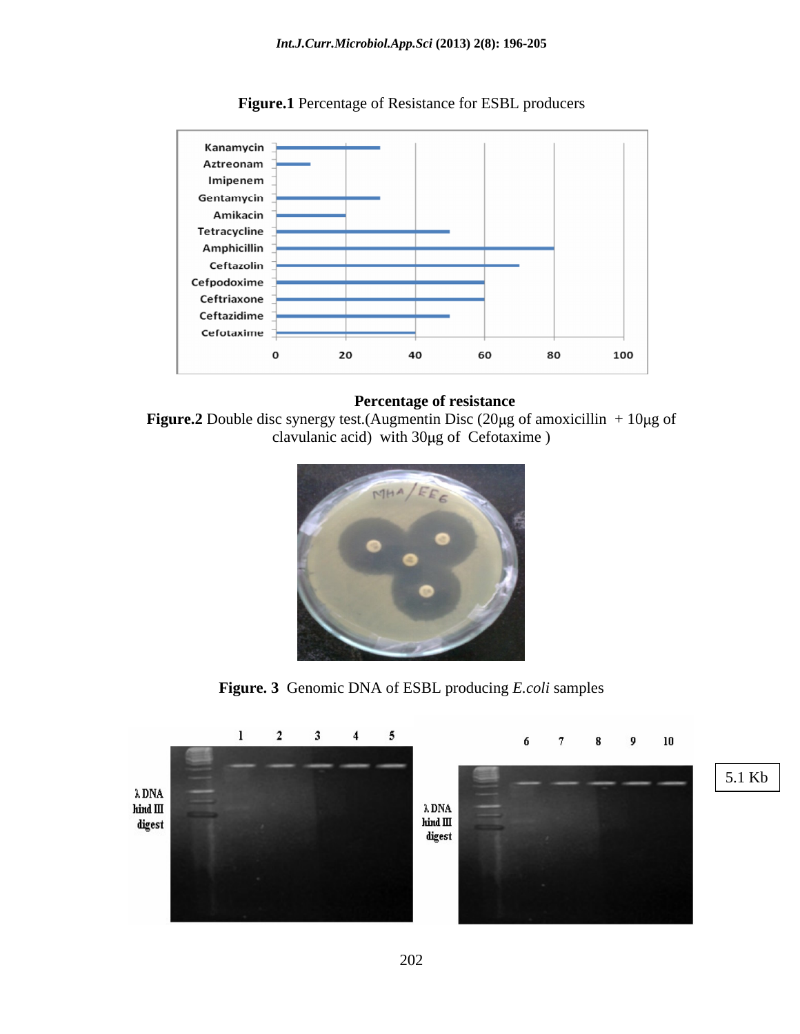**Figure.1** Percentage of Resistance for ESBL producers

**Percentage of resistance**

**Figure.2** Double disc synergy test.(Augmentin Disc (20µg of amoxicillin + 10µg of clavulanic acid) with 30µg of Cefotaxime )

**Figure. 3** Genomic DNA of ESBL producing *E.coli* samples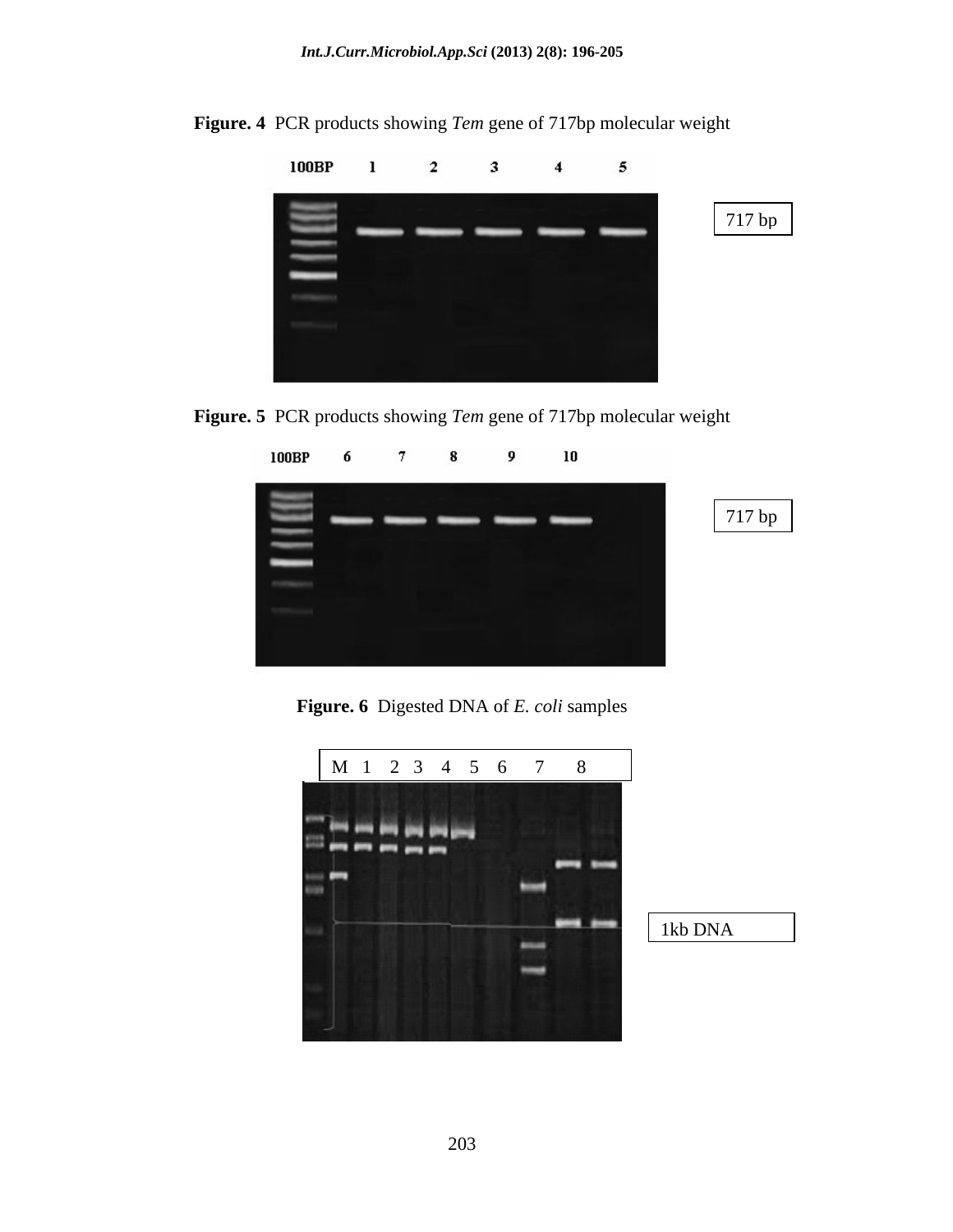**Figure. 4** PCR products showing *Tem* gene of 717bp molecular weight

100BP 1 2 3 4 5

717 bp

**Figure. 5** PCR products showing *Tem* gene of 717bp molecular weight

100BP 6 7 8 9 10

717 bp

**Figure. 6** Digested DNA of *E. coli* samples

M 1 2 3 4 5 6 7 8

1kb DNA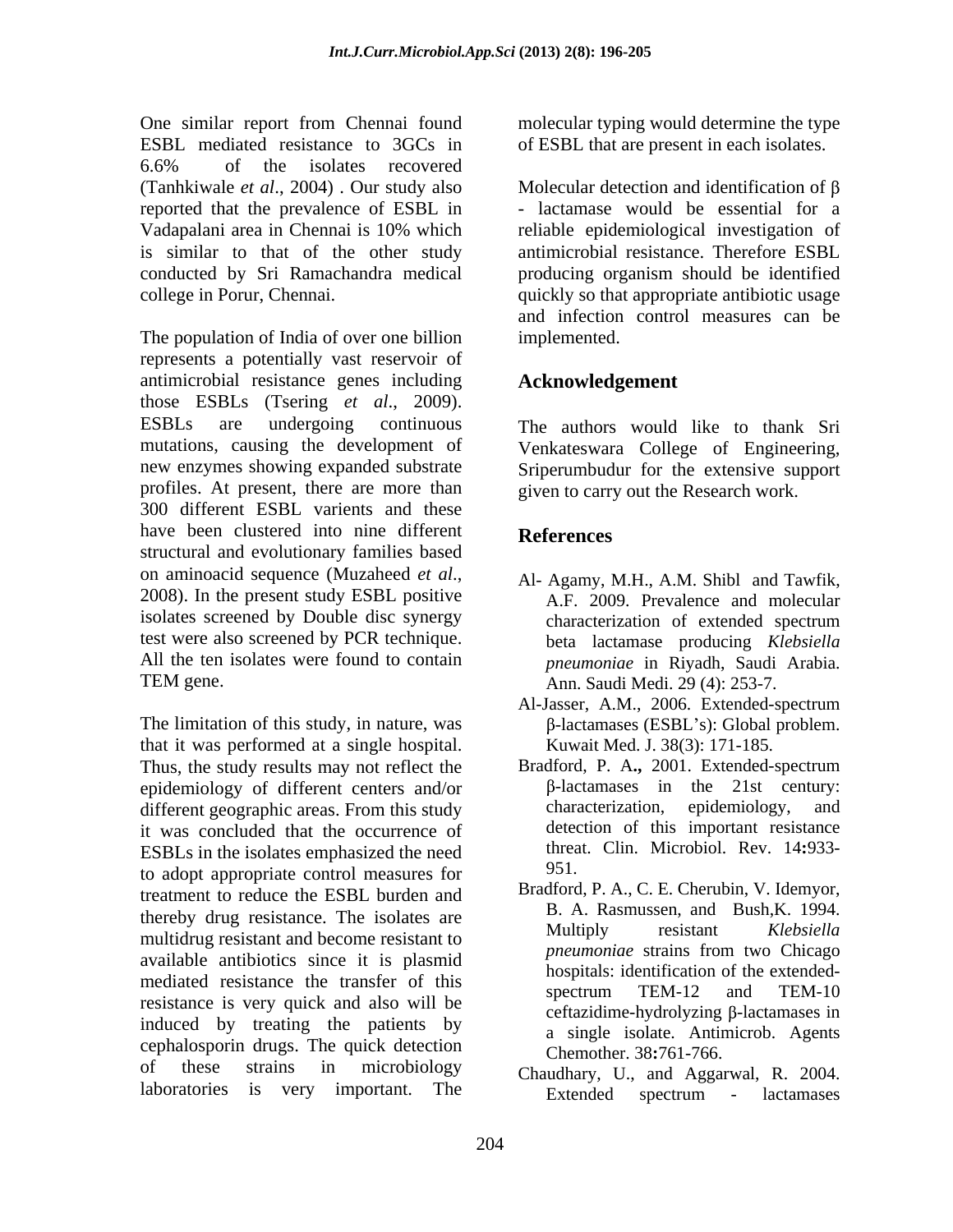One similar report from Chennai found ESBL mediated resistance to 3GCs in 6.6% of the isolates recovered (Tanhkiwale *et al*., 2004) . Our study also reported that the prevalence of ESBL in Vadapalani area in Chennai is 10% which is similar to that of the other study conducted by Sri Ramachandra medical college in Porur, Chennai.

The population of India of over one billion represents a potentially vast reservoir of antimicrobial resistance genes including those ESBLs (Tsering *et al*., 2009). ESBLs are undergoing continuous mutations, causing the development of new enzymes showing expanded substrate profiles. At present, there are more than 300 different ESBL varients and these have been clustered into nine different structural and evolutionary families based on aminoacid sequence (Muzaheed *et al*., 2008). In the present study ESBL positive isolates screened by Double disc synergy test were also screened by PCR technique. All the ten isolates were found to contain TEM gene.

The limitation of this study, in nature, was that it was performed at a single hospital. Thus, the study results may not reflect the epidemiology of different centers and/or different geographic areas. From this study it was concluded that the occurrence of ESBLs in the isolates emphasized the need to adopt appropriate control measures for treatment to reduce the ESBL burden and thereby drug resistance. The isolates are multidrug resistant and become resistant to available antibiotics since it is plasmid mediated resistance the transfer of this resistance is very quick and also will be induced by treating the patients by cephalosporin drugs. The quick detection of these strains in microbiology laboratories is very important. The molecular typing would determine the type of ESBL that are present in each isolates.

Molecular detection and identification of β - lactamase would be essential for a reliable epidemiological investigation of antimicrobial resistance. Therefore ESBL producing organism should be identified quickly so that appropriate antibiotic usage and infection control measures can be implemented.

## Acknowledgement

The authors would like to thank Sri Venkateswara College of Engineering, Sriperumbudur for the extensive support given to carry out the Research work.

## References

Al- Agamy, M.H., A.M. Shibl and Tawfik, A.F. 2009. Prevalence and molecular characterization of extended spectrum beta lactamase producing *Klebsiella pneumoniae* in Riyadh, Saudi Arabia. Ann. Saudi Medi. 29 (4): 253-7.

Al-Jasser, A.M., 2006. Extended-spectrum β-lactamases (ESBL's): Global problem. Kuwait Med. J. 38(3): 171-185.

Bradford, P. A**.,** 2001. Extended-spectrum β-lactamases in the 21st century: characterization, epidemiology, and detection of this important resistance threat. Clin. Microbiol. Rev. 14**:**933-951.

Bradford, P. A., C. E. Cherubin, V. Idemyor, B. A. Rasmussen, and Bush,K. 1994. Multiply resistant *Klebsiella pneumoniae* strains from two Chicago hospitals: identification of the extended-spectrum TEM-12 and TEM-10 ceftazidime-hydrolyzing β-lactamases in a single isolate. Antimicrob. Agents Chemother. 38**:**761-766.

Chaudhary, U., and Aggarwal, R. 2004. Extended spectrum - lactamases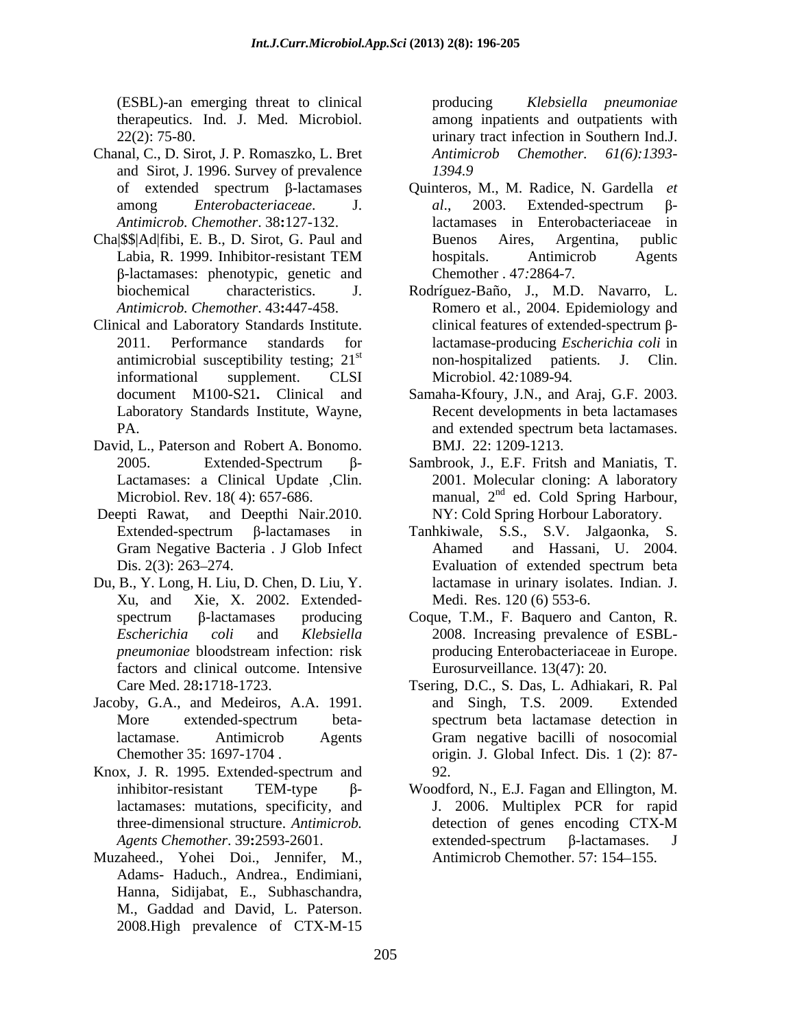(ESBL)-an emerging threat to clinical therapeutics. Ind. J. Med. Microbiol. 22(2): 75-80.

Chanal, C., D. Sirot, J. P. Romaszko, L. Bret and Sirot, J. 1996. Survey of prevalence of extended spectrum β-lactamases among *Enterobacteriaceae*. J. *Antimicrob. Chemother*. 38**:**127-132.

Cha|$$|Ad|fibi, E. B., D. Sirot, G. Paul and Labia, R. 1999. Inhibitor-resistant TEM β-lactamases: phenotypic, genetic and biochemical characteristics. J. *Antimicrob. Chemother*. 43**:**447-458.

Clinical and Laboratory Standards Institute. 2011. Performance standards for antimicrobial susceptibility testing; 21st informational supplement. CLSI document M100-S21**.** Clinical and Laboratory Standards Institute, Wayne, PA.

David, L., Paterson and Robert A. Bonomo. 2005. Extended-Spectrum β-Lactamases: a Clinical Update ,Clin. Microbiol. Rev. 18( 4): 657-686.

Deepti Rawat, and Deepthi Nair.2010. Extended-spectrum β-lactamases in Gram Negative Bacteria . J Glob Infect Dis. 2(3): 263–274.

Du, B., Y. Long, H. Liu, D. Chen, D. Liu, Y. Xu, and Xie, X. 2002. Extended-spectrum β-lactamases producing *Escherichia coli* and *Klebsiella pneumoniae* bloodstream infection: risk factors and clinical outcome. Intensive Care Med. 28**:**1718-1723.

Jacoby, G.A., and Medeiros, A.A. 1991. More extended-spectrum beta-lactamase. Antimicrob Agents Chemother 35: 1697-1704 .

Knox, J. R. 1995. Extended-spectrum and inhibitor-resistant TEM-type β-lactamases: mutations, specificity, and three-dimensional structure. *Antimicrob. Agents Chemother*. 39**:**2593-2601.

Muzaheed., Yohei Doi., Jennifer, M., Adams- Haduch., Andrea., Endimiani, Hanna, Sidijabat, E., Subhaschandra, M., Gaddad and David, L. Paterson. 2008.High prevalence of CTX-M-15 producing *Klebsiella pneumoniae* among inpatients and outpatients with urinary tract infection in Southern Ind.J. *Antimicrob Chemother. 61(6):1393-1394.9*

Quinteros, M., M. Radice, N. Gardella *et al*., 2003. Extended-spectrum β-lactamases in Enterobacteriaceae in Buenos Aires, Argentina, public hospitals. Antimicrob Agents Chemother . 47*:*2864-7*.*

Rodríguez-Baño, J., M.D. Navarro, L. Romero et al*.*, 2004. Epidemiology and clinical features of extended-spectrum β-lactamase-producing *Escherichia coli* in non-hospitalized patients*.* J. Clin. Microbiol. 42*:*1089-94*.*

Samaha-Kfoury, J.N., and Araj, G.F. 2003. Recent developments in beta lactamases and extended spectrum beta lactamases. BMJ. 22: 1209-1213.

Sambrook, J., E.F. Fritsh and Maniatis, T. 2001. Molecular cloning: A laboratory manual, 2nd ed. Cold Spring Harbour, NY: Cold Spring Horbour Laboratory.

Tanhkiwale, S.S., S.V. Jalgaonka, S. Ahamed and Hassani, U. 2004. Evaluation of extended spectrum beta lactamase in urinary isolates. Indian. J. Medi. Res. 120 (6) 553-6.

Coque, T.M., F. Baquero and Canton, R. 2008. Increasing prevalence of ESBL-producing Enterobacteriaceae in Europe. Eurosurveillance. 13(47): 20.

Tsering, D.C., S. Das, L. Adhiakari, R. Pal and Singh, T.S. 2009. Extended spectrum beta lactamase detection in Gram negative bacilli of nosocomial origin. J. Global Infect. Dis. 1 (2): 87-92.

Woodford, N., E.J. Fagan and Ellington, M. J. 2006. Multiplex PCR for rapid detection of genes encoding CTX-M extended-spectrum β-lactamases. J Antimicrob Chemother. 57: 154–155.